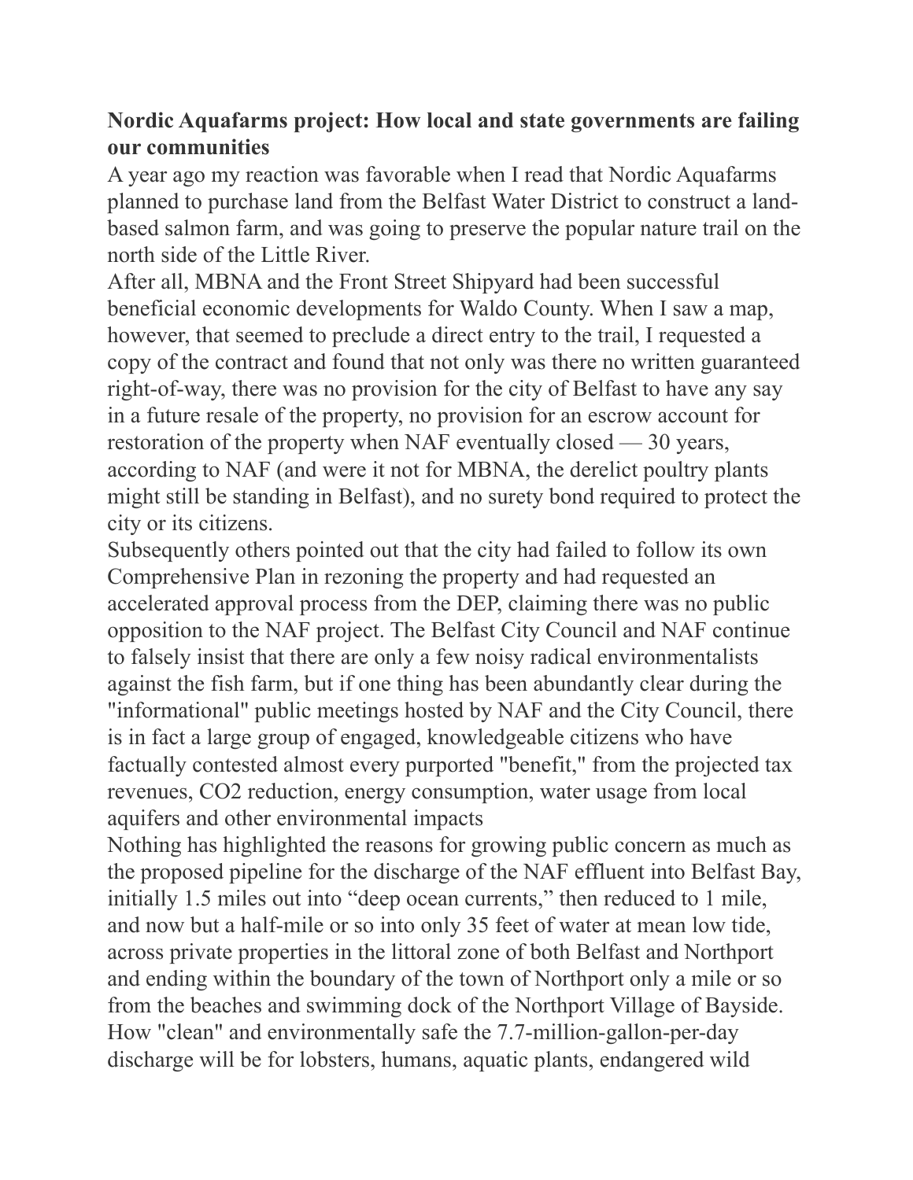**Nordic Aquafarms project: How local and state governments are failing our communities**

A year ago my reaction was favorable when I read that Nordic Aquafarms planned to purchase land from the Belfast Water District to construct a land-based salmon farm, and was going to preserve the popular nature trail on the north side of the Little River.

After all, MBNA and the Front Street Shipyard had been successful beneficial economic developments for Waldo County. When I saw a map, however, that seemed to preclude a direct entry to the trail, I requested a copy of the contract and found that not only was there no written guaranteed right-of-way, there was no provision for the city of Belfast to have any say in a future resale of the property, no provision for an escrow account for restoration of the property when NAF eventually closed — 30 years, according to NAF (and were it not for MBNA, the derelict poultry plants might still be standing in Belfast), and no surety bond required to protect the city or its citizens.

Subsequently others pointed out that the city had failed to follow its own Comprehensive Plan in rezoning the property and had requested an accelerated approval process from the DEP, claiming there was no public opposition to the NAF project. The Belfast City Council and NAF continue to falsely insist that there are only a few noisy radical environmentalists against the fish farm, but if one thing has been abundantly clear during the "informational" public meetings hosted by NAF and the City Council, there is in fact a large group of engaged, knowledgeable citizens who have factually contested almost every purported "benefit," from the projected tax revenues, $CO_2$ reduction, energy consumption, water usage from local aquifers and other environmental impacts

Nothing has highlighted the reasons for growing public concern as much as the proposed pipeline for the discharge of the NAF effluent into Belfast Bay, initially 1.5 miles out into "deep ocean currents," then reduced to 1 mile, and now but a half-mile or so into only 35 feet of water at mean low tide, across private properties in the littoral zone of both Belfast and Northport and ending within the boundary of the town of Northport only a mile or so from the beaches and swimming dock of the Northport Village of Bayside. How "clean" and environmentally safe the 7.7-million-gallon-per-day discharge will be for lobsters, humans, aquatic plants, endangered wild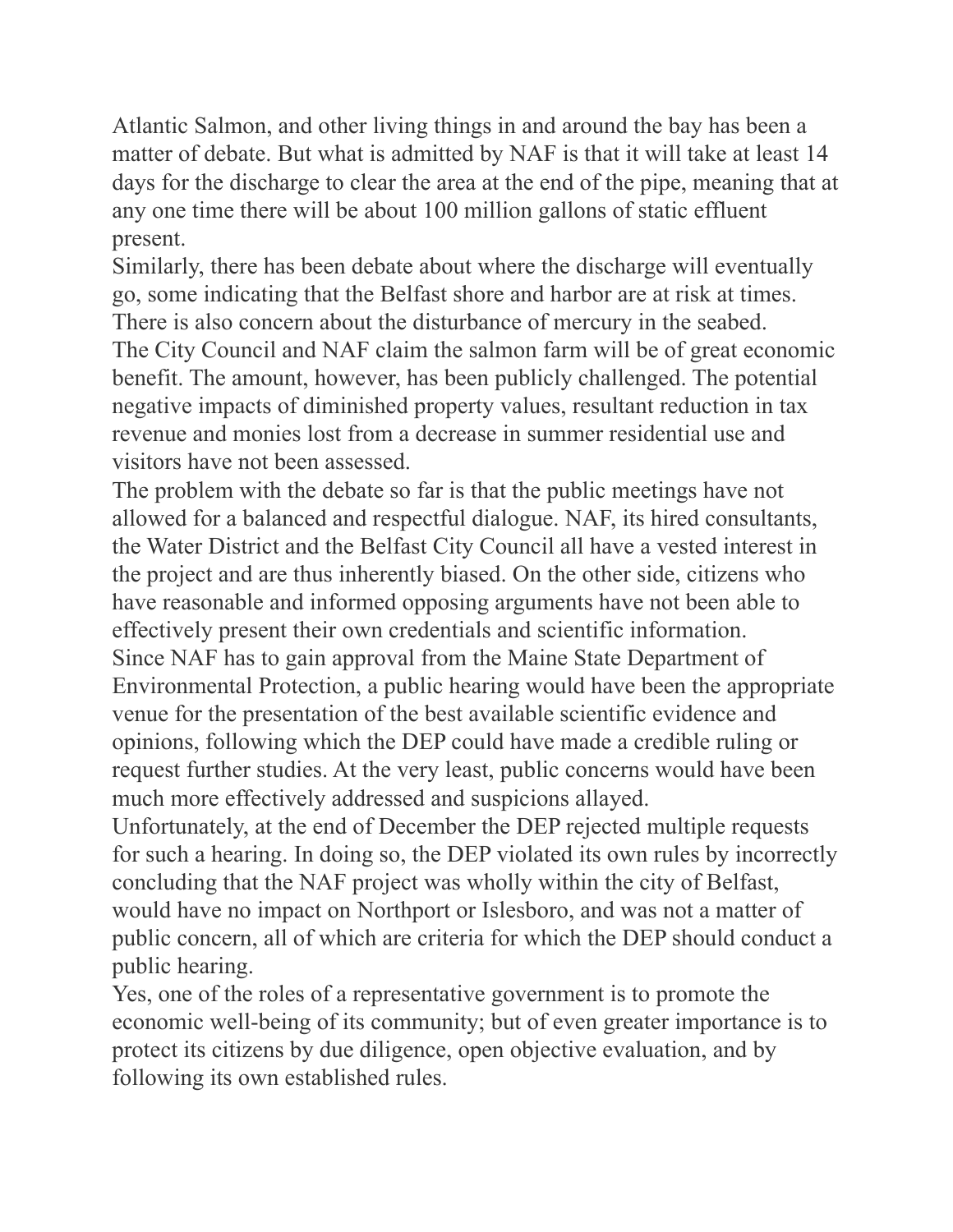Atlantic Salmon, and other living things in and around the bay has been a matter of debate. But what is admitted by NAF is that it will take at least 14 days for the discharge to clear the area at the end of the pipe, meaning that at any one time there will be about 100 million gallons of static effluent present.

Similarly, there has been debate about where the discharge will eventually go, some indicating that the Belfast shore and harbor are at risk at times. There is also concern about the disturbance of mercury in the seabed.

The City Council and NAF claim the salmon farm will be of great economic benefit. The amount, however, has been publicly challenged. The potential negative impacts of diminished property values, resultant reduction in tax revenue and monies lost from a decrease in summer residential use and visitors have not been assessed.

The problem with the debate so far is that the public meetings have not allowed for a balanced and respectful dialogue. NAF, its hired consultants, the Water District and the Belfast City Council all have a vested interest in the project and are thus inherently biased. On the other side, citizens who have reasonable and informed opposing arguments have not been able to effectively present their own credentials and scientific information.

Since NAF has to gain approval from the Maine State Department of Environmental Protection, a public hearing would have been the appropriate venue for the presentation of the best available scientific evidence and opinions, following which the DEP could have made a credible ruling or request further studies. At the very least, public concerns would have been much more effectively addressed and suspicions allayed.

Unfortunately, at the end of December the DEP rejected multiple requests for such a hearing. In doing so, the DEP violated its own rules by incorrectly concluding that the NAF project was wholly within the city of Belfast, would have no impact on Northport or Islesboro, and was not a matter of public concern, all of which are criteria for which the DEP should conduct a public hearing.

Yes, one of the roles of a representative government is to promote the economic well-being of its community; but of even greater importance is to protect its citizens by due diligence, open objective evaluation, and by following its own established rules.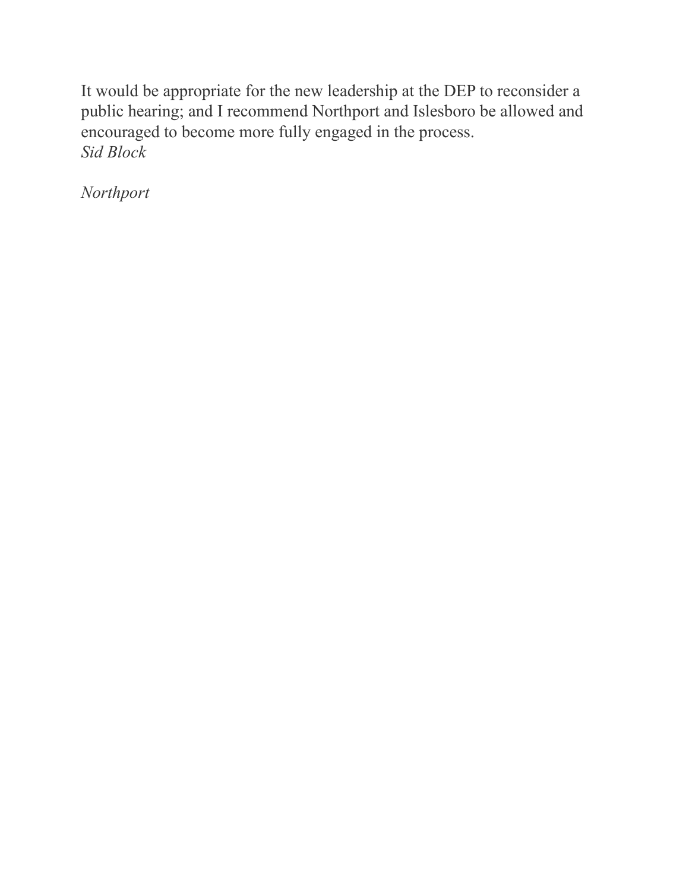It would be appropriate for the new leadership at the DEP to reconsider a public hearing; and I recommend Northport and Islesboro be allowed and encouraged to become more fully engaged in the process.

*Sid Block*

*Northport*